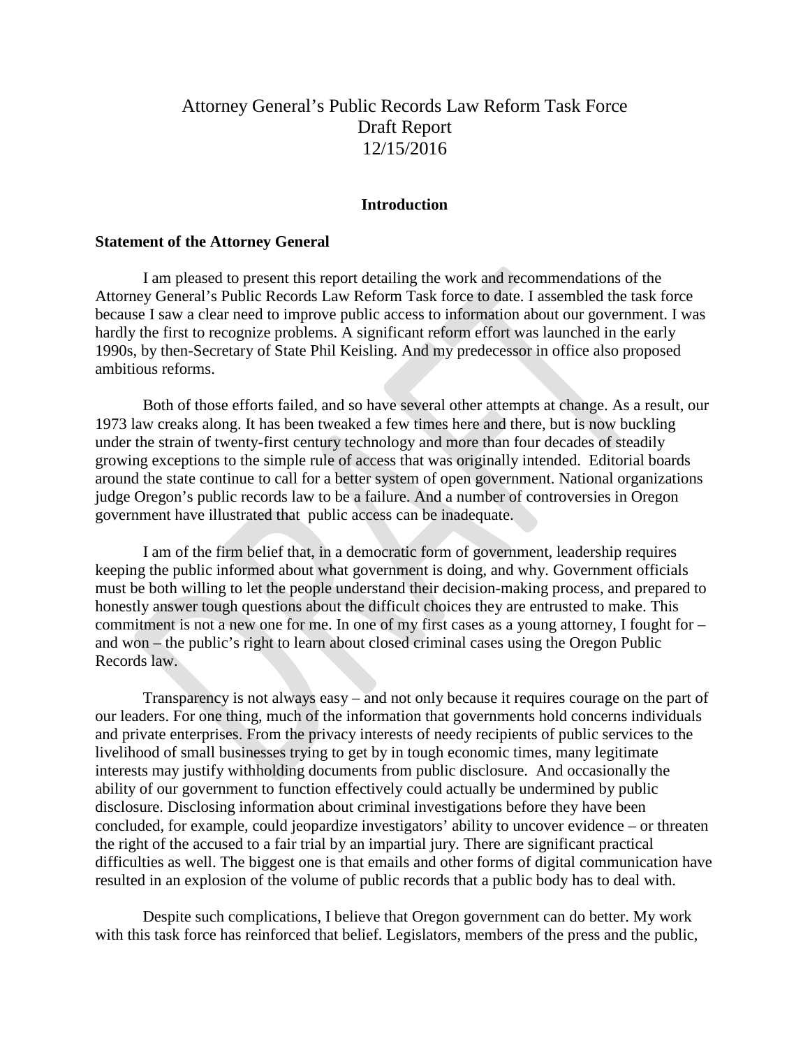# Attorney General's Public Records Law Reform Task Force
# Draft Report
# 12/15/2016

## Introduction

### Statement of the Attorney General

I am pleased to present this report detailing the work and recommendations of the Attorney General's Public Records Law Reform Task force to date. I assembled the task force because I saw a clear need to improve public access to information about our government. I was hardly the first to recognize problems. A significant reform effort was launched in the early 1990s, by then-Secretary of State Phil Keisling. And my predecessor in office also proposed ambitious reforms.

Both of those efforts failed, and so have several other attempts at change. As a result, our 1973 law creaks along. It has been tweaked a few times here and there, but is now buckling under the strain of twenty-first century technology and more than four decades of steadily growing exceptions to the simple rule of access that was originally intended. Editorial boards around the state continue to call for a better system of open government. National organizations judge Oregon's public records law to be a failure. And a number of controversies in Oregon government have illustrated that public access can be inadequate.

I am of the firm belief that, in a democratic form of government, leadership requires keeping the public informed about what government is doing, and why. Government officials must be both willing to let the people understand their decision-making process, and prepared to honestly answer tough questions about the difficult choices they are entrusted to make. This commitment is not a new one for me. In one of my first cases as a young attorney, I fought for – and won – the public's right to learn about closed criminal cases using the Oregon Public Records law.

Transparency is not always easy – and not only because it requires courage on the part of our leaders. For one thing, much of the information that governments hold concerns individuals and private enterprises. From the privacy interests of needy recipients of public services to the livelihood of small businesses trying to get by in tough economic times, many legitimate interests may justify withholding documents from public disclosure. And occasionally the ability of our government to function effectively could actually be undermined by public disclosure. Disclosing information about criminal investigations before they have been concluded, for example, could jeopardize investigators' ability to uncover evidence – or threaten the right of the accused to a fair trial by an impartial jury. There are significant practical difficulties as well. The biggest one is that emails and other forms of digital communication have resulted in an explosion of the volume of public records that a public body has to deal with.

Despite such complications, I believe that Oregon government can do better. My work with this task force has reinforced that belief. Legislators, members of the press and the public,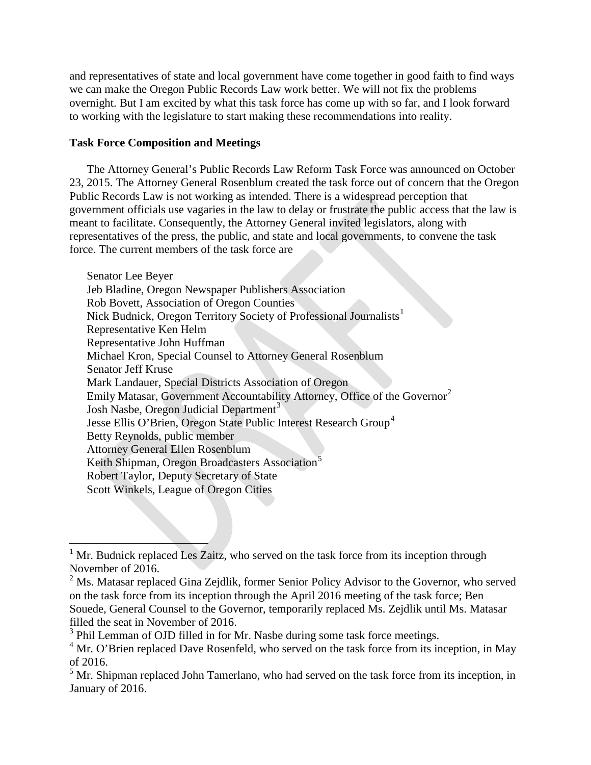and representatives of state and local government have come together in good faith to find ways we can make the Oregon Public Records Law work better. We will not fix the problems overnight. But I am excited by what this task force has come up with so far, and I look forward to working with the legislature to start making these recommendations into reality.

**Task Force Composition and Meetings**

The Attorney General's Public Records Law Reform Task Force was announced on October 23, 2015. The Attorney General Rosenblum created the task force out of concern that the Oregon Public Records Law is not working as intended. There is a widespread perception that government officials use vagaries in the law to delay or frustrate the public access that the law is meant to facilitate. Consequently, the Attorney General invited legislators, along with representatives of the press, the public, and state and local governments, to convene the task force. The current members of the task force are

Senator Lee Beyer
Jeb Bladine, Oregon Newspaper Publishers Association
Rob Bovett, Association of Oregon Counties
Nick Budnick, Oregon Territory Society of Professional Journalists[1]
Representative Ken Helm
Representative John Huffman
Michael Kron, Special Counsel to Attorney General Rosenblum
Senator Jeff Kruse
Mark Landauer, Special Districts Association of Oregon
Emily Matasar, Government Accountability Attorney, Office of the Governor[2]
Josh Nasbe, Oregon Judicial Department[3]
Jesse Ellis O'Brien, Oregon State Public Interest Research Group[4]
Betty Reynolds, public member
Attorney General Ellen Rosenblum
Keith Shipman, Oregon Broadcasters Association[5]
Robert Taylor, Deputy Secretary of State
Scott Winkels, League of Oregon Cities

---

[1] Mr. Budnick replaced Les Zaitz, who served on the task force from its inception through November of 2016.

[2] Ms. Matasar replaced Gina Zejdlik, former Senior Policy Advisor to the Governor, who served on the task force from its inception through the April 2016 meeting of the task force; Ben Souede, General Counsel to the Governor, temporarily replaced Ms. Zejdlik until Ms. Matasar filled the seat in November of 2016.

[3] Phil Lemman of OJD filled in for Mr. Nasbe during some task force meetings.

[4] Mr. O'Brien replaced Dave Rosenfeld, who served on the task force from its inception, in May of 2016.

[5] Mr. Shipman replaced John Tamerlano, who had served on the task force from its inception, in January of 2016.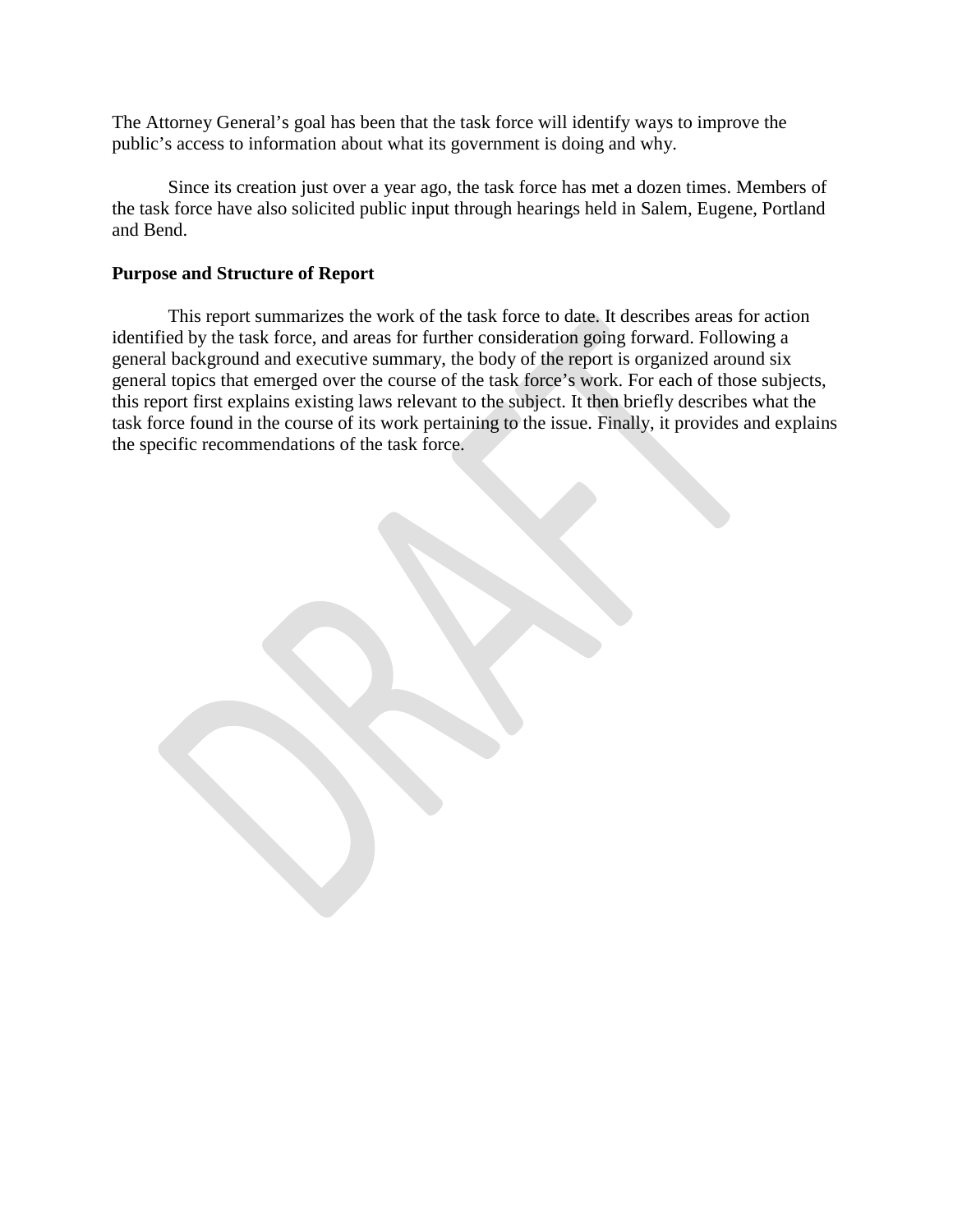The Attorney General's goal has been that the task force will identify ways to improve the public's access to information about what its government is doing and why.

Since its creation just over a year ago, the task force has met a dozen times. Members of the task force have also solicited public input through hearings held in Salem, Eugene, Portland and Bend.

**Purpose and Structure of Report**

This report summarizes the work of the task force to date. It describes areas for action identified by the task force, and areas for further consideration going forward. Following a general background and executive summary, the body of the report is organized around six general topics that emerged over the course of the task force's work. For each of those subjects, this report first explains existing laws relevant to the subject. It then briefly describes what the task force found in the course of its work pertaining to the issue. Finally, it provides and explains the specific recommendations of the task force.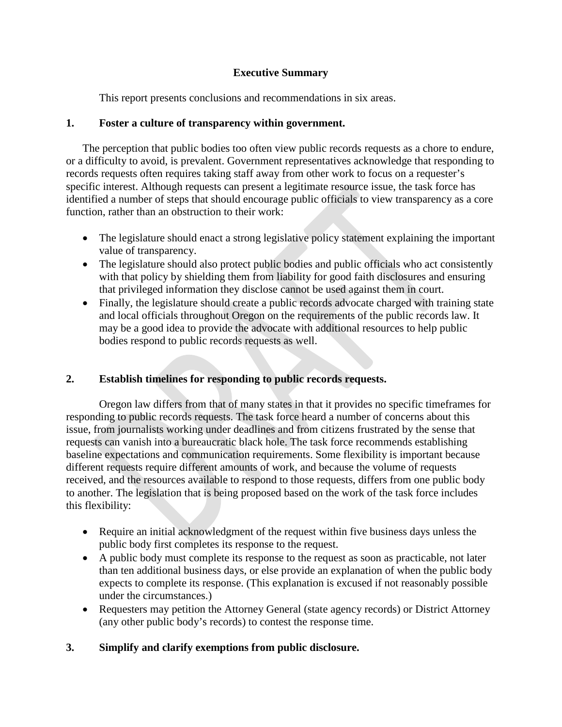## Executive Summary

This report presents conclusions and recommendations in six areas.

### 1. Foster a culture of transparency within government.

The perception that public bodies too often view public records requests as a chore to endure, or a difficulty to avoid, is prevalent. Government representatives acknowledge that responding to records requests often requires taking staff away from other work to focus on a requester's specific interest. Although requests can present a legitimate resource issue, the task force has identified a number of steps that should encourage public officials to view transparency as a core function, rather than an obstruction to their work:

- The legislature should enact a strong legislative policy statement explaining the important value of transparency.
- The legislature should also protect public bodies and public officials who act consistently with that policy by shielding them from liability for good faith disclosures and ensuring that privileged information they disclose cannot be used against them in court.
- Finally, the legislature should create a public records advocate charged with training state and local officials throughout Oregon on the requirements of the public records law. It may be a good idea to provide the advocate with additional resources to help public bodies respond to public records requests as well.

### 2. Establish timelines for responding to public records requests.

Oregon law differs from that of many states in that it provides no specific timeframes for responding to public records requests. The task force heard a number of concerns about this issue, from journalists working under deadlines and from citizens frustrated by the sense that requests can vanish into a bureaucratic black hole. The task force recommends establishing baseline expectations and communication requirements. Some flexibility is important because different requests require different amounts of work, and because the volume of requests received, and the resources available to respond to those requests, differs from one public body to another. The legislation that is being proposed based on the work of the task force includes this flexibility:

- Require an initial acknowledgment of the request within five business days unless the public body first completes its response to the request.
- A public body must complete its response to the request as soon as practicable, not later than ten additional business days, or else provide an explanation of when the public body expects to complete its response. (This explanation is excused if not reasonably possible under the circumstances.)
- Requesters may petition the Attorney General (state agency records) or District Attorney (any other public body's records) to contest the response time.

### 3. Simplify and clarify exemptions from public disclosure.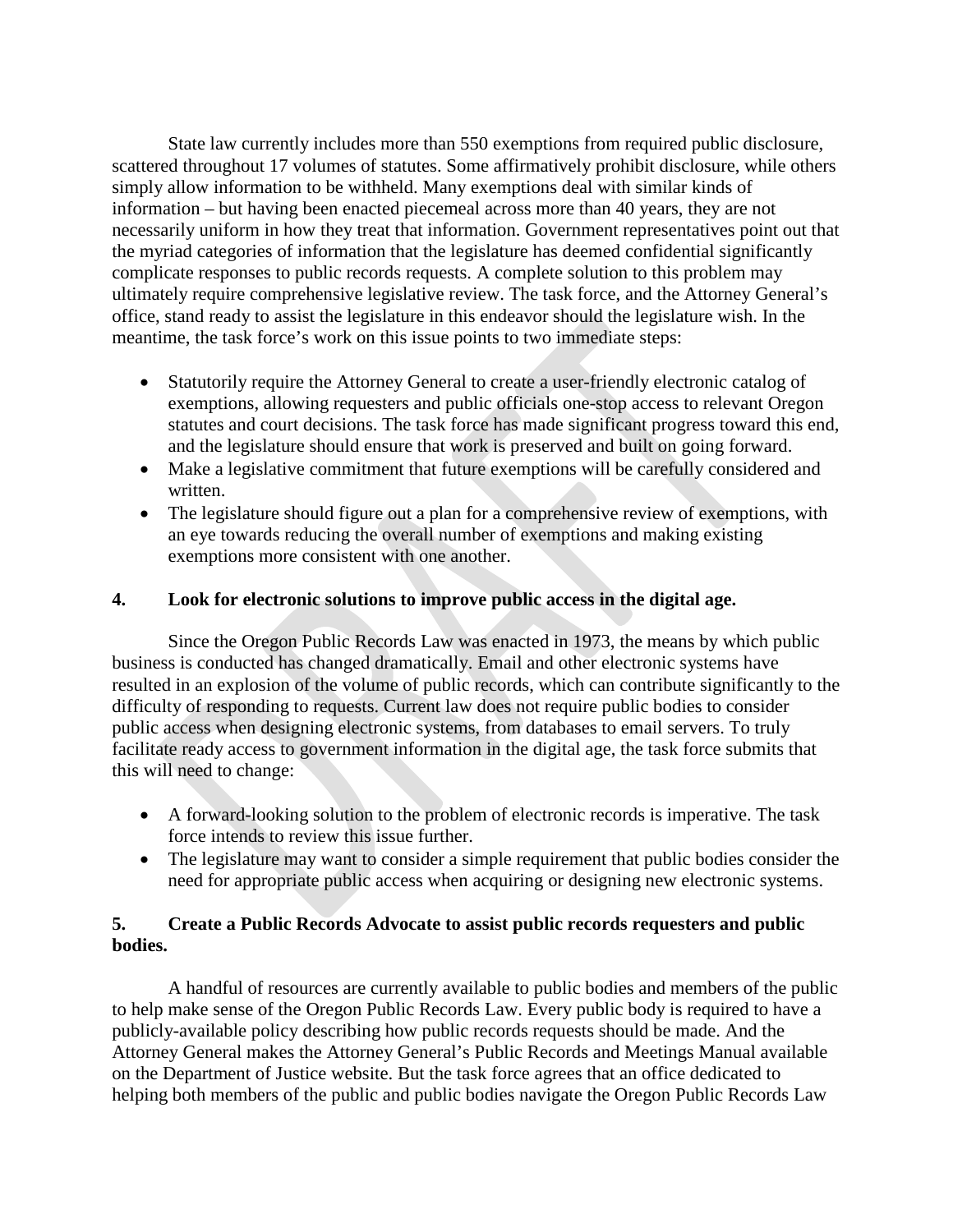State law currently includes more than 550 exemptions from required public disclosure, scattered throughout 17 volumes of statutes. Some affirmatively prohibit disclosure, while others simply allow information to be withheld. Many exemptions deal with similar kinds of information – but having been enacted piecemeal across more than 40 years, they are not necessarily uniform in how they treat that information. Government representatives point out that the myriad categories of information that the legislature has deemed confidential significantly complicate responses to public records requests. A complete solution to this problem may ultimately require comprehensive legislative review. The task force, and the Attorney General's office, stand ready to assist the legislature in this endeavor should the legislature wish. In the meantime, the task force's work on this issue points to two immediate steps:

- Statutorily require the Attorney General to create a user-friendly electronic catalog of exemptions, allowing requesters and public officials one-stop access to relevant Oregon statutes and court decisions. The task force has made significant progress toward this end, and the legislature should ensure that work is preserved and built on going forward.
- Make a legislative commitment that future exemptions will be carefully considered and written.
- The legislature should figure out a plan for a comprehensive review of exemptions, with an eye towards reducing the overall number of exemptions and making existing exemptions more consistent with one another.

### 4. Look for electronic solutions to improve public access in the digital age.

Since the Oregon Public Records Law was enacted in 1973, the means by which public business is conducted has changed dramatically. Email and other electronic systems have resulted in an explosion of the volume of public records, which can contribute significantly to the difficulty of responding to requests. Current law does not require public bodies to consider public access when designing electronic systems, from databases to email servers. To truly facilitate ready access to government information in the digital age, the task force submits that this will need to change:

- A forward-looking solution to the problem of electronic records is imperative. The task force intends to review this issue further.
- The legislature may want to consider a simple requirement that public bodies consider the need for appropriate public access when acquiring or designing new electronic systems.

### 5. Create a Public Records Advocate to assist public records requesters and public bodies.

A handful of resources are currently available to public bodies and members of the public to help make sense of the Oregon Public Records Law. Every public body is required to have a publicly-available policy describing how public records requests should be made. And the Attorney General makes the Attorney General's Public Records and Meetings Manual available on the Department of Justice website. But the task force agrees that an office dedicated to helping both members of the public and public bodies navigate the Oregon Public Records Law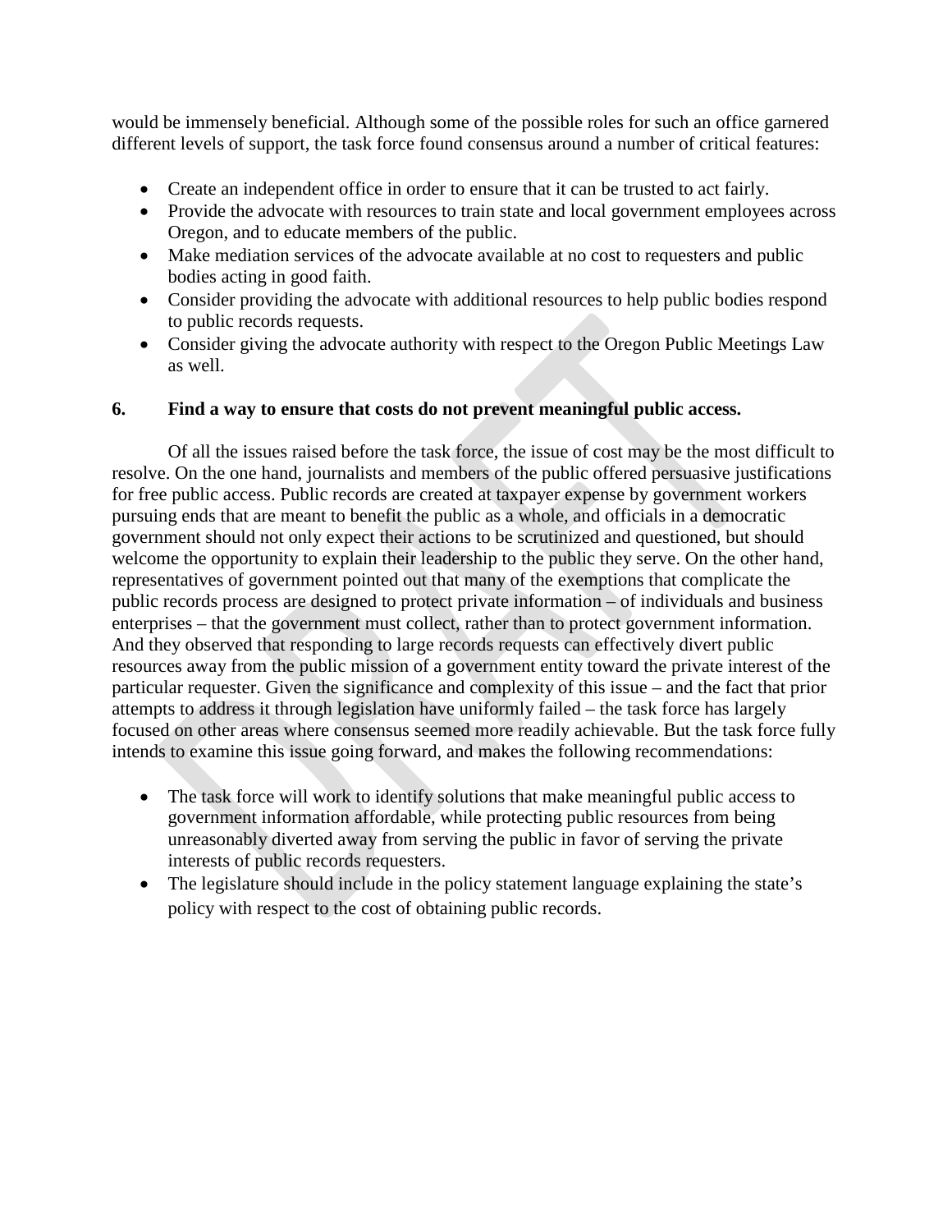would be immensely beneficial. Although some of the possible roles for such an office garnered different levels of support, the task force found consensus around a number of critical features:

- Create an independent office in order to ensure that it can be trusted to act fairly.
- Provide the advocate with resources to train state and local government employees across Oregon, and to educate members of the public.
- Make mediation services of the advocate available at no cost to requesters and public bodies acting in good faith.
- Consider providing the advocate with additional resources to help public bodies respond to public records requests.
- Consider giving the advocate authority with respect to the Oregon Public Meetings Law as well.

**6. Find a way to ensure that costs do not prevent meaningful public access.**

Of all the issues raised before the task force, the issue of cost may be the most difficult to resolve. On the one hand, journalists and members of the public offered persuasive justifications for free public access. Public records are created at taxpayer expense by government workers pursuing ends that are meant to benefit the public as a whole, and officials in a democratic government should not only expect their actions to be scrutinized and questioned, but should welcome the opportunity to explain their leadership to the public they serve. On the other hand, representatives of government pointed out that many of the exemptions that complicate the public records process are designed to protect private information – of individuals and business enterprises – that the government must collect, rather than to protect government information. And they observed that responding to large records requests can effectively divert public resources away from the public mission of a government entity toward the private interest of the particular requester. Given the significance and complexity of this issue – and the fact that prior attempts to address it through legislation have uniformly failed – the task force has largely focused on other areas where consensus seemed more readily achievable. But the task force fully intends to examine this issue going forward, and makes the following recommendations:

- The task force will work to identify solutions that make meaningful public access to government information affordable, while protecting public resources from being unreasonably diverted away from serving the public in favor of serving the private interests of public records requesters.
- The legislature should include in the policy statement language explaining the state's policy with respect to the cost of obtaining public records.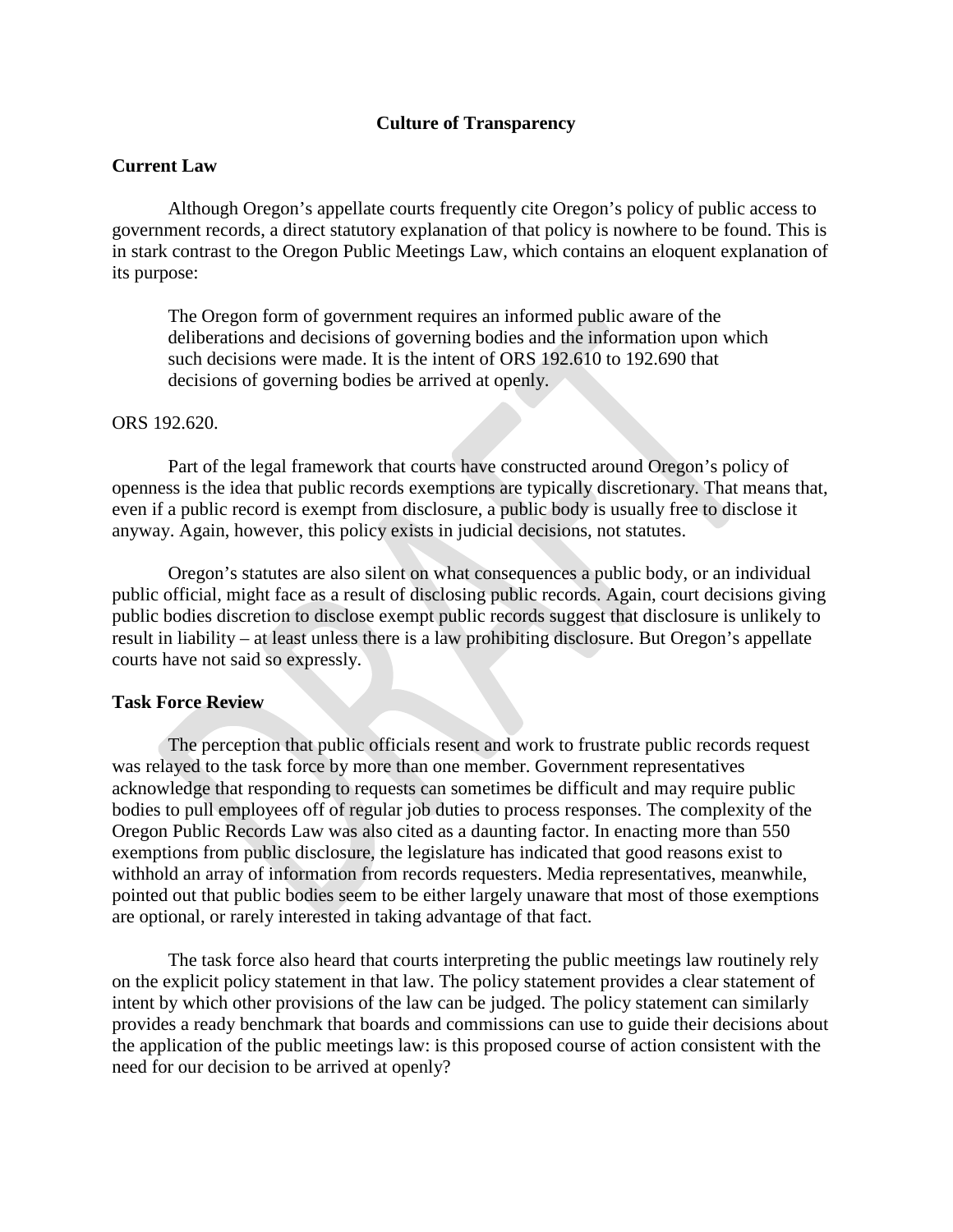## Culture of Transparency

### Current Law

Although Oregon's appellate courts frequently cite Oregon's policy of public access to government records, a direct statutory explanation of that policy is nowhere to be found. This is in stark contrast to the Oregon Public Meetings Law, which contains an eloquent explanation of its purpose:

> The Oregon form of government requires an informed public aware of the deliberations and decisions of governing bodies and the information upon which such decisions were made. It is the intent of ORS 192.610 to 192.690 that decisions of governing bodies be arrived at openly.

ORS 192.620.

Part of the legal framework that courts have constructed around Oregon's policy of openness is the idea that public records exemptions are typically discretionary. That means that, even if a public record is exempt from disclosure, a public body is usually free to disclose it anyway. Again, however, this policy exists in judicial decisions, not statutes.

Oregon's statutes are also silent on what consequences a public body, or an individual public official, might face as a result of disclosing public records. Again, court decisions giving public bodies discretion to disclose exempt public records suggest that disclosure is unlikely to result in liability – at least unless there is a law prohibiting disclosure. But Oregon's appellate courts have not said so expressly.

### Task Force Review

The perception that public officials resent and work to frustrate public records request was relayed to the task force by more than one member. Government representatives acknowledge that responding to requests can sometimes be difficult and may require public bodies to pull employees off of regular job duties to process responses. The complexity of the Oregon Public Records Law was also cited as a daunting factor. In enacting more than 550 exemptions from public disclosure, the legislature has indicated that good reasons exist to withhold an array of information from records requesters. Media representatives, meanwhile, pointed out that public bodies seem to be either largely unaware that most of those exemptions are optional, or rarely interested in taking advantage of that fact.

The task force also heard that courts interpreting the public meetings law routinely rely on the explicit policy statement in that law. The policy statement provides a clear statement of intent by which other provisions of the law can be judged. The policy statement can similarly provides a ready benchmark that boards and commissions can use to guide their decisions about the application of the public meetings law: is this proposed course of action consistent with the need for our decision to be arrived at openly?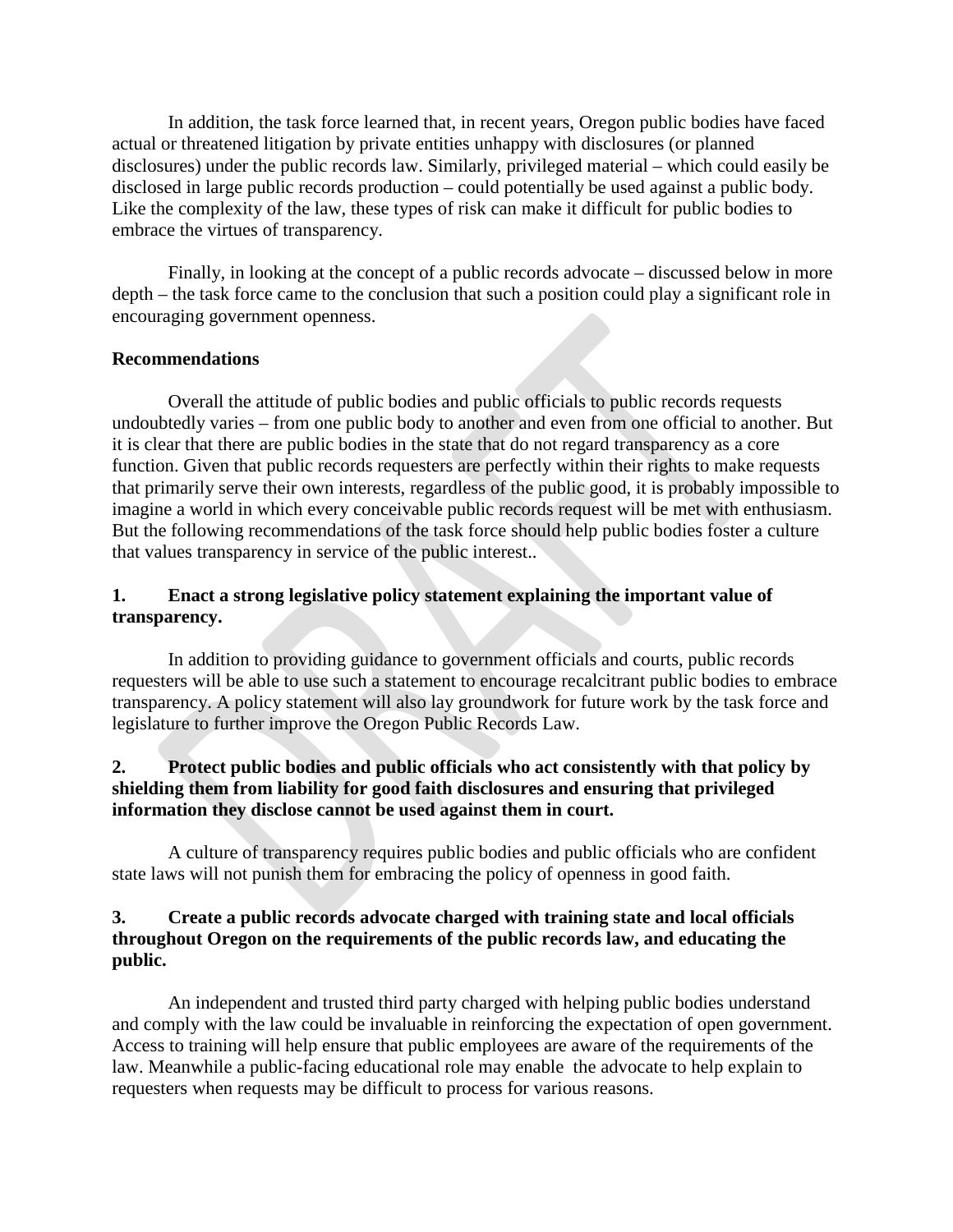In addition, the task force learned that, in recent years, Oregon public bodies have faced actual or threatened litigation by private entities unhappy with disclosures (or planned disclosures) under the public records law. Similarly, privileged material – which could easily be disclosed in large public records production – could potentially be used against a public body. Like the complexity of the law, these types of risk can make it difficult for public bodies to embrace the virtues of transparency.

Finally, in looking at the concept of a public records advocate – discussed below in more depth – the task force came to the conclusion that such a position could play a significant role in encouraging government openness.

**Recommendations**

Overall the attitude of public bodies and public officials to public records requests undoubtedly varies – from one public body to another and even from one official to another. But it is clear that there are public bodies in the state that do not regard transparency as a core function. Given that public records requesters are perfectly within their rights to make requests that primarily serve their own interests, regardless of the public good, it is probably impossible to imagine a world in which every conceivable public records request will be met with enthusiasm. But the following recommendations of the task force should help public bodies foster a culture that values transparency in service of the public interest..

**1. Enact a strong legislative policy statement explaining the important value of transparency.**

In addition to providing guidance to government officials and courts, public records requesters will be able to use such a statement to encourage recalcitrant public bodies to embrace transparency. A policy statement will also lay groundwork for future work by the task force and legislature to further improve the Oregon Public Records Law.

**2. Protect public bodies and public officials who act consistently with that policy by shielding them from liability for good faith disclosures and ensuring that privileged information they disclose cannot be used against them in court.**

A culture of transparency requires public bodies and public officials who are confident state laws will not punish them for embracing the policy of openness in good faith.

**3. Create a public records advocate charged with training state and local officials throughout Oregon on the requirements of the public records law, and educating the public.**

An independent and trusted third party charged with helping public bodies understand and comply with the law could be invaluable in reinforcing the expectation of open government. Access to training will help ensure that public employees are aware of the requirements of the law. Meanwhile a public-facing educational role may enable the advocate to help explain to requesters when requests may be difficult to process for various reasons.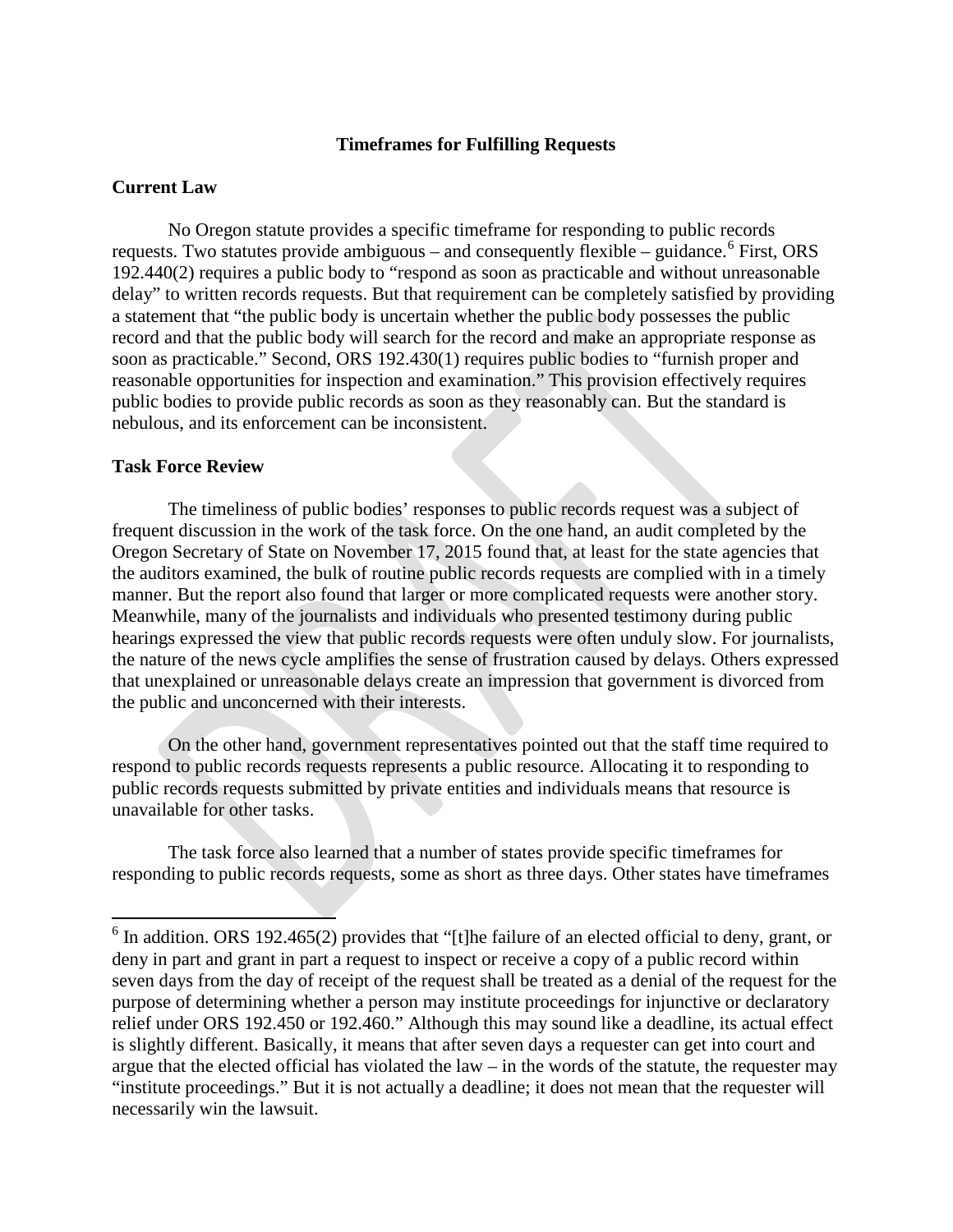## Timeframes for Fulfilling Requests

### Current Law

No Oregon statute provides a specific timeframe for responding to public records requests. Two statutes provide ambiguous – and consequently flexible – guidance.[6] First, ORS 192.440(2) requires a public body to "respond as soon as practicable and without unreasonable delay" to written records requests. But that requirement can be completely satisfied by providing a statement that "the public body is uncertain whether the public body possesses the public record and that the public body will search for the record and make an appropriate response as soon as practicable." Second, ORS 192.430(1) requires public bodies to "furnish proper and reasonable opportunities for inspection and examination." This provision effectively requires public bodies to provide public records as soon as they reasonably can. But the standard is nebulous, and its enforcement can be inconsistent.

### Task Force Review

The timeliness of public bodies' responses to public records request was a subject of frequent discussion in the work of the task force. On the one hand, an audit completed by the Oregon Secretary of State on November 17, 2015 found that, at least for the state agencies that the auditors examined, the bulk of routine public records requests are complied with in a timely manner. But the report also found that larger or more complicated requests were another story. Meanwhile, many of the journalists and individuals who presented testimony during public hearings expressed the view that public records requests were often unduly slow. For journalists, the nature of the news cycle amplifies the sense of frustration caused by delays. Others expressed that unexplained or unreasonable delays create an impression that government is divorced from the public and unconcerned with their interests.

On the other hand, government representatives pointed out that the staff time required to respond to public records requests represents a public resource. Allocating it to responding to public records requests submitted by private entities and individuals means that resource is unavailable for other tasks.

The task force also learned that a number of states provide specific timeframes for responding to public records requests, some as short as three days. Other states have timeframes

---

[6] In addition. ORS 192.465(2) provides that "[t]he failure of an elected official to deny, grant, or deny in part and grant in part a request to inspect or receive a copy of a public record within seven days from the day of receipt of the request shall be treated as a denial of the request for the purpose of determining whether a person may institute proceedings for injunctive or declaratory relief under ORS 192.450 or 192.460." Although this may sound like a deadline, its actual effect is slightly different. Basically, it means that after seven days a requester can get into court and argue that the elected official has violated the law – in the words of the statute, the requester may "institute proceedings." But it is not actually a deadline; it does not mean that the requester will necessarily win the lawsuit.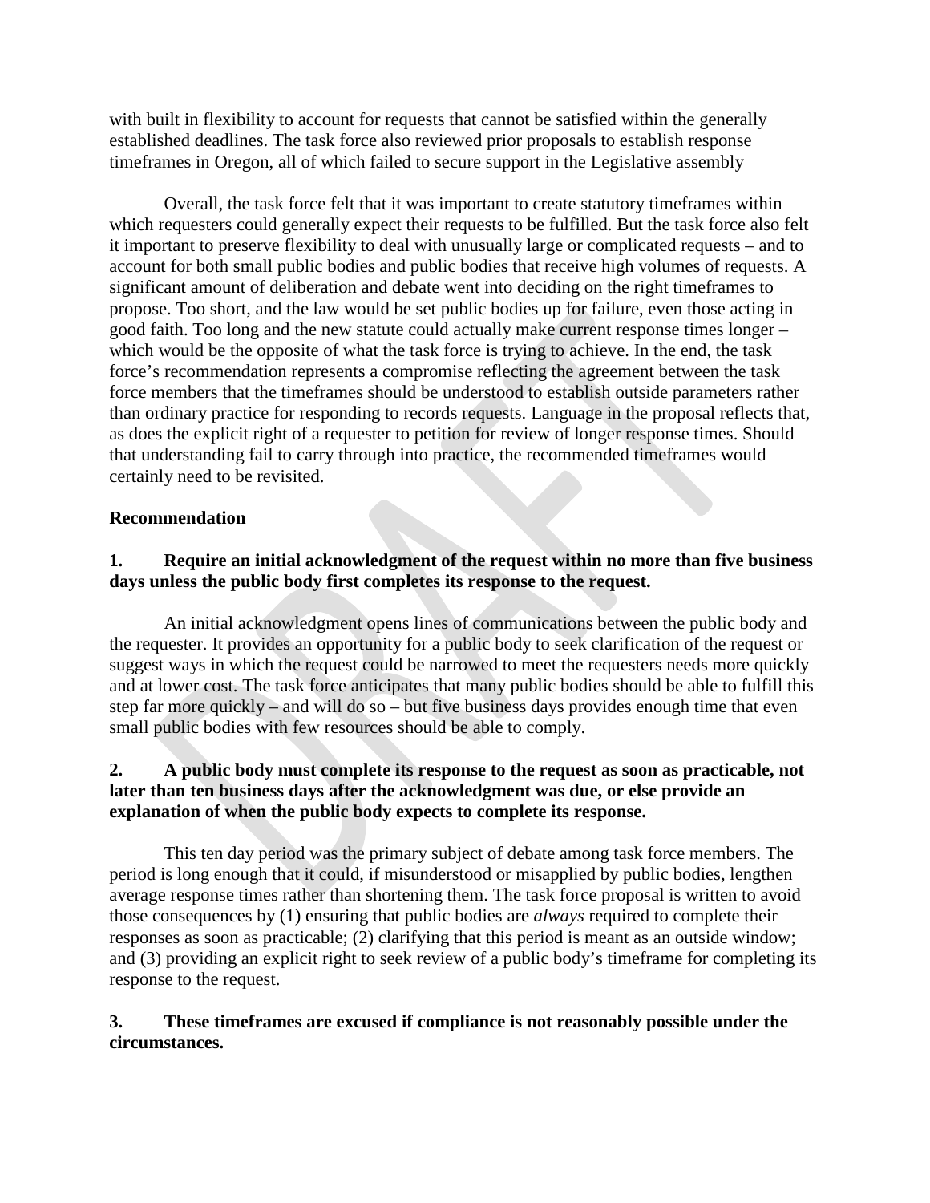with built in flexibility to account for requests that cannot be satisfied within the generally established deadlines. The task force also reviewed prior proposals to establish response timeframes in Oregon, all of which failed to secure support in the Legislative assembly

Overall, the task force felt that it was important to create statutory timeframes within which requesters could generally expect their requests to be fulfilled. But the task force also felt it important to preserve flexibility to deal with unusually large or complicated requests – and to account for both small public bodies and public bodies that receive high volumes of requests. A significant amount of deliberation and debate went into deciding on the right timeframes to propose. Too short, and the law would be set public bodies up for failure, even those acting in good faith. Too long and the new statute could actually make current response times longer – which would be the opposite of what the task force is trying to achieve. In the end, the task force's recommendation represents a compromise reflecting the agreement between the task force members that the timeframes should be understood to establish outside parameters rather than ordinary practice for responding to records requests. Language in the proposal reflects that, as does the explicit right of a requester to petition for review of longer response times. Should that understanding fail to carry through into practice, the recommended timeframes would certainly need to be revisited.

**Recommendation**

**1. Require an initial acknowledgment of the request within no more than five business days unless the public body first completes its response to the request.**

An initial acknowledgment opens lines of communications between the public body and the requester. It provides an opportunity for a public body to seek clarification of the request or suggest ways in which the request could be narrowed to meet the requesters needs more quickly and at lower cost. The task force anticipates that many public bodies should be able to fulfill this step far more quickly – and will do so – but five business days provides enough time that even small public bodies with few resources should be able to comply.

**2. A public body must complete its response to the request as soon as practicable, not later than ten business days after the acknowledgment was due, or else provide an explanation of when the public body expects to complete its response.**

This ten day period was the primary subject of debate among task force members. The period is long enough that it could, if misunderstood or misapplied by public bodies, lengthen average response times rather than shortening them. The task force proposal is written to avoid those consequences by (1) ensuring that public bodies are *always* required to complete their responses as soon as practicable; (2) clarifying that this period is meant as an outside window; and (3) providing an explicit right to seek review of a public body's timeframe for completing its response to the request.

**3. These timeframes are excused if compliance is not reasonably possible under the circumstances.**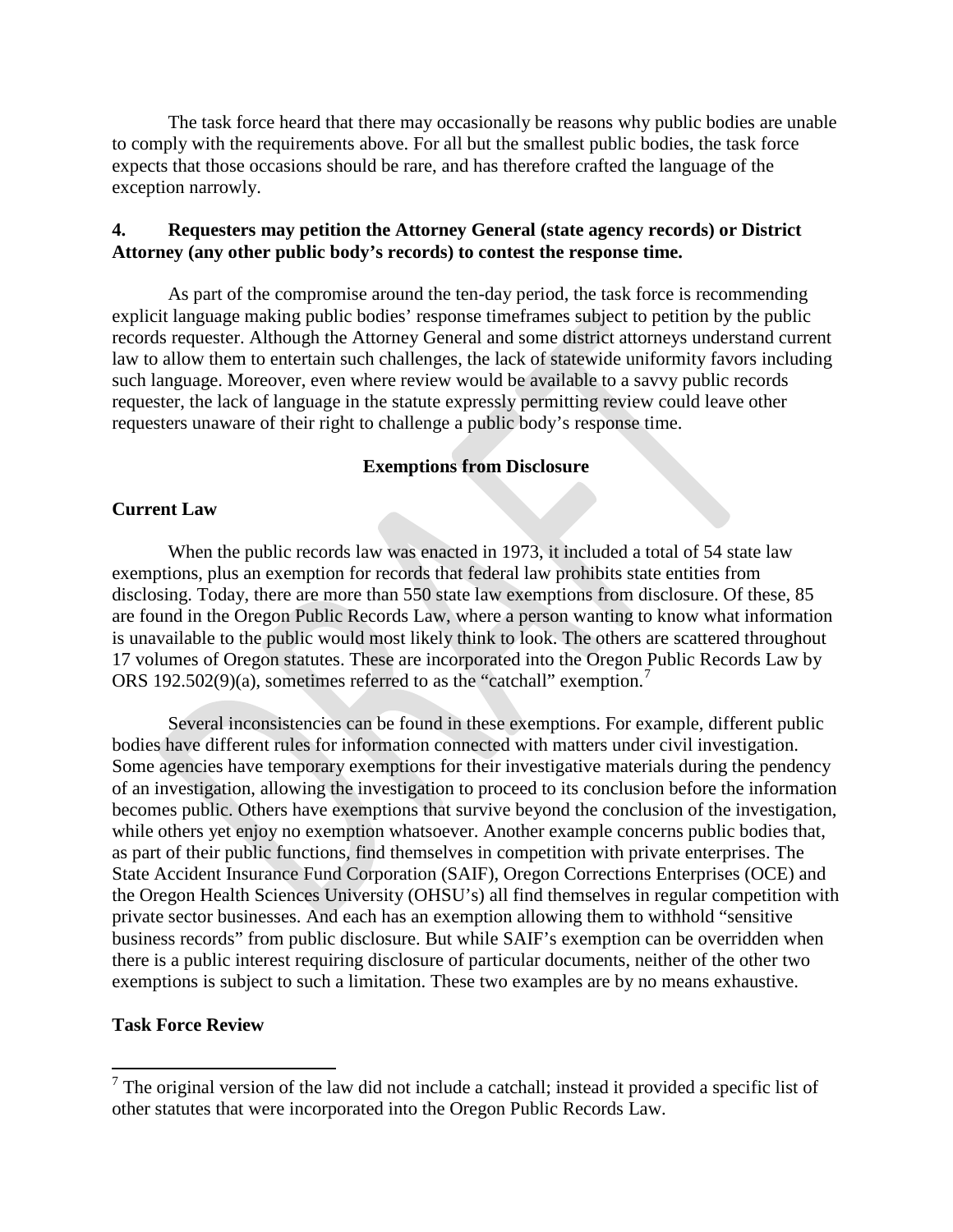The task force heard that there may occasionally be reasons why public bodies are unable to comply with the requirements above. For all but the smallest public bodies, the task force expects that those occasions should be rare, and has therefore crafted the language of the exception narrowly.

**4. Requesters may petition the Attorney General (state agency records) or District Attorney (any other public body's records) to contest the response time.**

As part of the compromise around the ten-day period, the task force is recommending explicit language making public bodies' response timeframes subject to petition by the public records requester. Although the Attorney General and some district attorneys understand current law to allow them to entertain such challenges, the lack of statewide uniformity favors including such language. Moreover, even where review would be available to a savvy public records requester, the lack of language in the statute expressly permitting review could leave other requesters unaware of their right to challenge a public body's response time.

## Exemptions from Disclosure

### Current Law

When the public records law was enacted in 1973, it included a total of 54 state law exemptions, plus an exemption for records that federal law prohibits state entities from disclosing. Today, there are more than 550 state law exemptions from disclosure. Of these, 85 are found in the Oregon Public Records Law, where a person wanting to know what information is unavailable to the public would most likely think to look. The others are scattered throughout 17 volumes of Oregon statutes. These are incorporated into the Oregon Public Records Law by ORS 192.502(9)(a), sometimes referred to as the "catchall" exemption.[7]

Several inconsistencies can be found in these exemptions. For example, different public bodies have different rules for information connected with matters under civil investigation. Some agencies have temporary exemptions for their investigative materials during the pendency of an investigation, allowing the investigation to proceed to its conclusion before the information becomes public. Others have exemptions that survive beyond the conclusion of the investigation, while others yet enjoy no exemption whatsoever. Another example concerns public bodies that, as part of their public functions, find themselves in competition with private enterprises. The State Accident Insurance Fund Corporation (SAIF), Oregon Corrections Enterprises (OCE) and the Oregon Health Sciences University (OHSU's) all find themselves in regular competition with private sector businesses. And each has an exemption allowing them to withhold "sensitive business records" from public disclosure. But while SAIF's exemption can be overridden when there is a public interest requiring disclosure of particular documents, neither of the other two exemptions is subject to such a limitation. These two examples are by no means exhaustive.

### Task Force Review

[7] The original version of the law did not include a catchall; instead it provided a specific list of other statutes that were incorporated into the Oregon Public Records Law.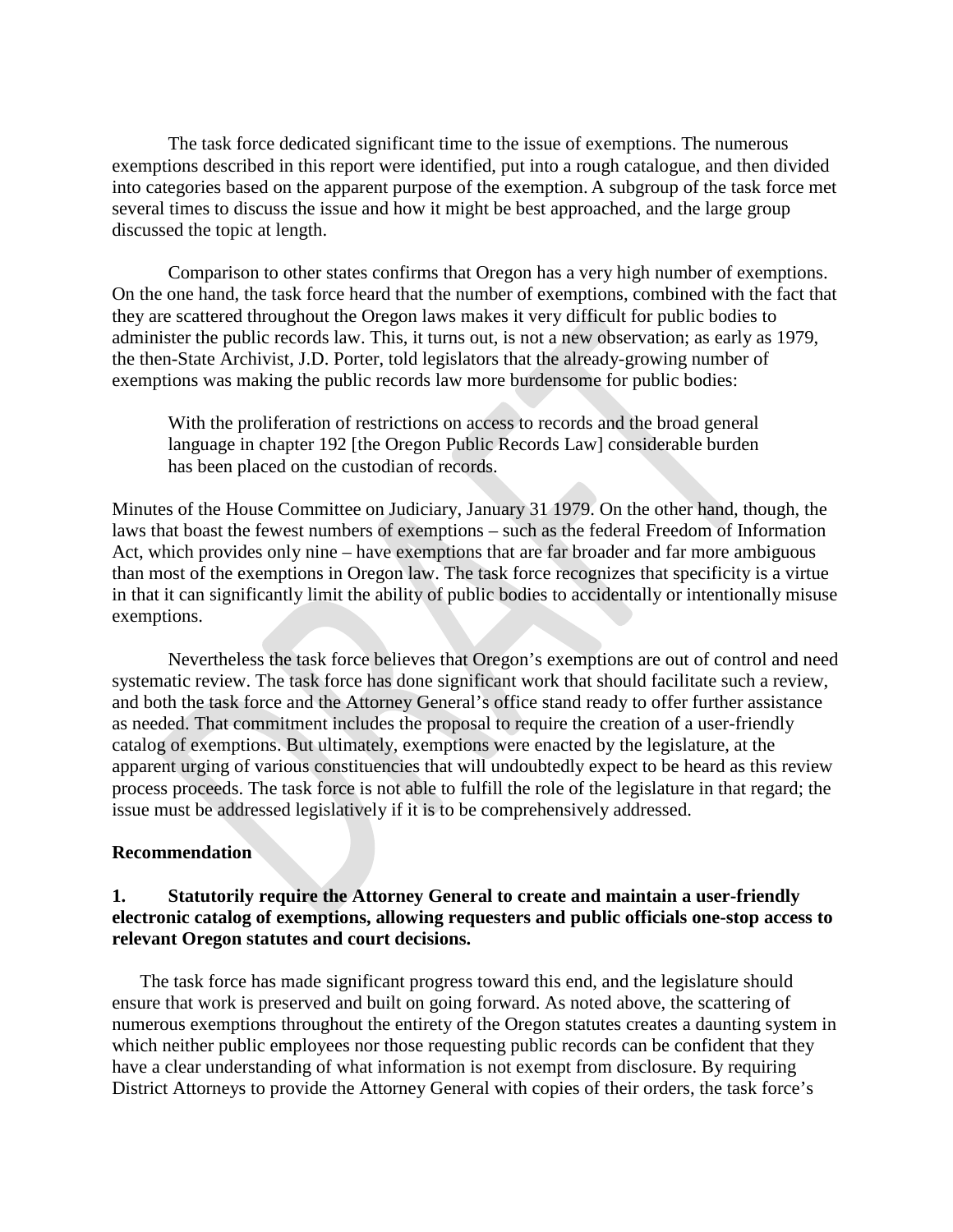The task force dedicated significant time to the issue of exemptions. The numerous exemptions described in this report were identified, put into a rough catalogue, and then divided into categories based on the apparent purpose of the exemption. A subgroup of the task force met several times to discuss the issue and how it might be best approached, and the large group discussed the topic at length.

Comparison to other states confirms that Oregon has a very high number of exemptions. On the one hand, the task force heard that the number of exemptions, combined with the fact that they are scattered throughout the Oregon laws makes it very difficult for public bodies to administer the public records law. This, it turns out, is not a new observation; as early as 1979, the then-State Archivist, J.D. Porter, told legislators that the already-growing number of exemptions was making the public records law more burdensome for public bodies:

> With the proliferation of restrictions on access to records and the broad general language in chapter 192 [the Oregon Public Records Law] considerable burden has been placed on the custodian of records.

Minutes of the House Committee on Judiciary, January 31 1979. On the other hand, though, the laws that boast the fewest numbers of exemptions – such as the federal Freedom of Information Act, which provides only nine – have exemptions that are far broader and far more ambiguous than most of the exemptions in Oregon law. The task force recognizes that specificity is a virtue in that it can significantly limit the ability of public bodies to accidentally or intentionally misuse exemptions.

Nevertheless the task force believes that Oregon's exemptions are out of control and need systematic review. The task force has done significant work that should facilitate such a review, and both the task force and the Attorney General's office stand ready to offer further assistance as needed. That commitment includes the proposal to require the creation of a user-friendly catalog of exemptions. But ultimately, exemptions were enacted by the legislature, at the apparent urging of various constituencies that will undoubtedly expect to be heard as this review process proceeds. The task force is not able to fulfill the role of the legislature in that regard; the issue must be addressed legislatively if it is to be comprehensively addressed.

**Recommendation**

**1. Statutorily require the Attorney General to create and maintain a user-friendly electronic catalog of exemptions, allowing requesters and public officials one-stop access to relevant Oregon statutes and court decisions.**

The task force has made significant progress toward this end, and the legislature should ensure that work is preserved and built on going forward. As noted above, the scattering of numerous exemptions throughout the entirety of the Oregon statutes creates a daunting system in which neither public employees nor those requesting public records can be confident that they have a clear understanding of what information is not exempt from disclosure. By requiring District Attorneys to provide the Attorney General with copies of their orders, the task force's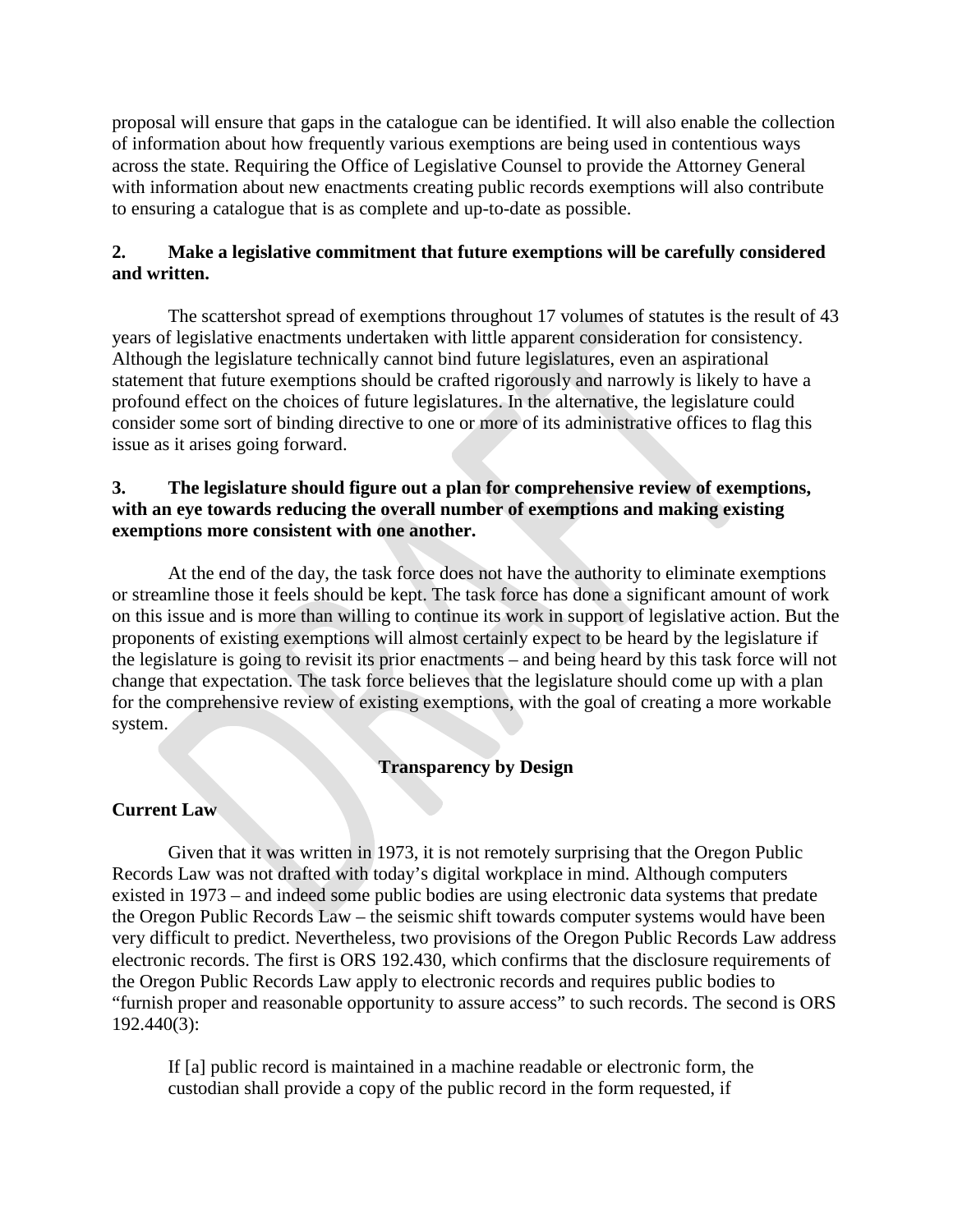proposal will ensure that gaps in the catalogue can be identified. It will also enable the collection of information about how frequently various exemptions are being used in contentious ways across the state. Requiring the Office of Legislative Counsel to provide the Attorney General with information about new enactments creating public records exemptions will also contribute to ensuring a catalogue that is as complete and up-to-date as possible.

**2. Make a legislative commitment that future exemptions will be carefully considered and written.**

The scattershot spread of exemptions throughout 17 volumes of statutes is the result of 43 years of legislative enactments undertaken with little apparent consideration for consistency. Although the legislature technically cannot bind future legislatures, even an aspirational statement that future exemptions should be crafted rigorously and narrowly is likely to have a profound effect on the choices of future legislatures. In the alternative, the legislature could consider some sort of binding directive to one or more of its administrative offices to flag this issue as it arises going forward.

**3. The legislature should figure out a plan for comprehensive review of exemptions, with an eye towards reducing the overall number of exemptions and making existing exemptions more consistent with one another.**

At the end of the day, the task force does not have the authority to eliminate exemptions or streamline those it feels should be kept. The task force has done a significant amount of work on this issue and is more than willing to continue its work in support of legislative action. But the proponents of existing exemptions will almost certainly expect to be heard by the legislature if the legislature is going to revisit its prior enactments – and being heard by this task force will not change that expectation. The task force believes that the legislature should come up with a plan for the comprehensive review of existing exemptions, with the goal of creating a more workable system.

## Transparency by Design

### Current Law

Given that it was written in 1973, it is not remotely surprising that the Oregon Public Records Law was not drafted with today's digital workplace in mind. Although computers existed in 1973 – and indeed some public bodies are using electronic data systems that predate the Oregon Public Records Law – the seismic shift towards computer systems would have been very difficult to predict. Nevertheless, two provisions of the Oregon Public Records Law address electronic records. The first is ORS 192.430, which confirms that the disclosure requirements of the Oregon Public Records Law apply to electronic records and requires public bodies to "furnish proper and reasonable opportunity to assure access" to such records. The second is ORS 192.440(3):

> If [a] public record is maintained in a machine readable or electronic form, the custodian shall provide a copy of the public record in the form requested, if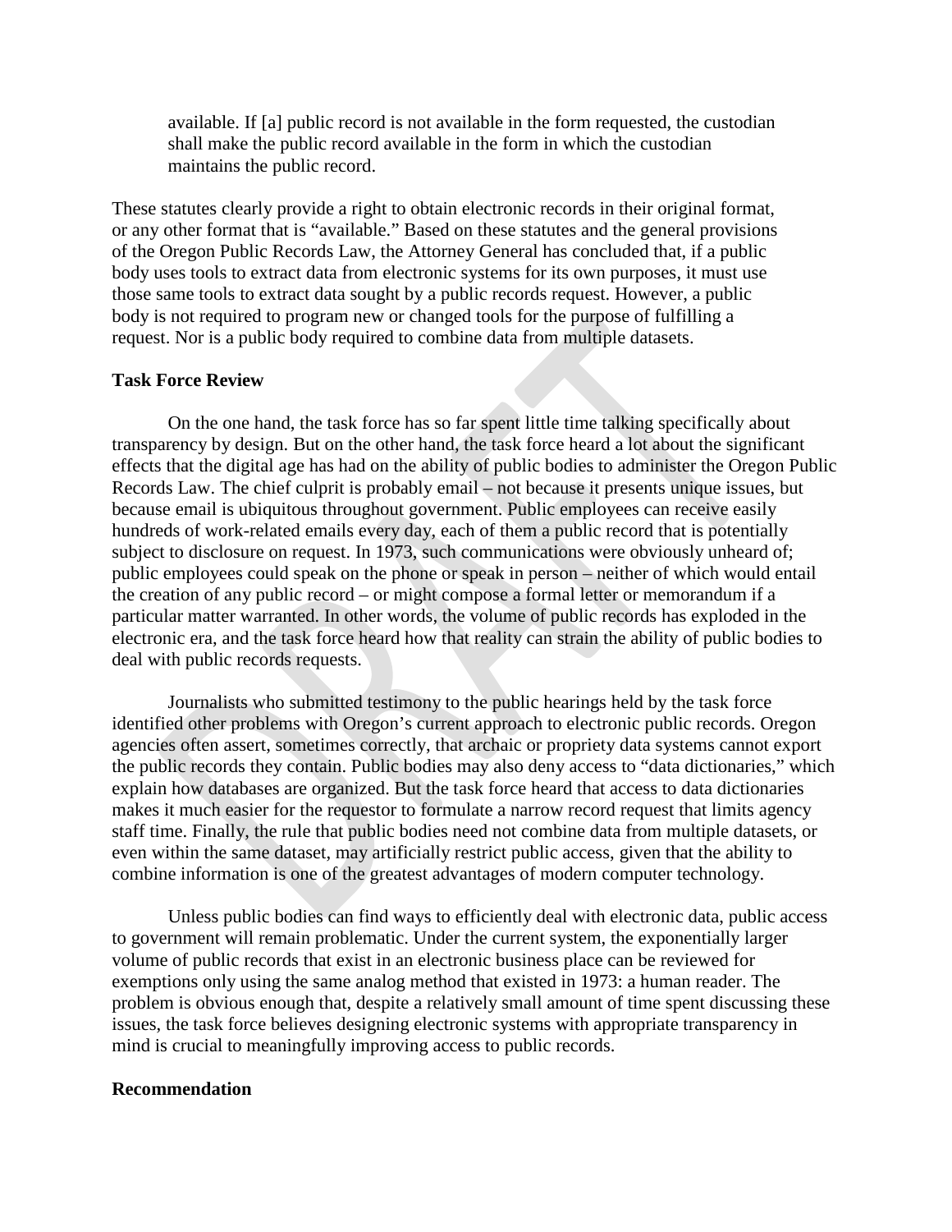> available. If [a] public record is not available in the form requested, the custodian shall make the public record available in the form in which the custodian maintains the public record.

These statutes clearly provide a right to obtain electronic records in their original format, or any other format that is "available." Based on these statutes and the general provisions of the Oregon Public Records Law, the Attorney General has concluded that, if a public body uses tools to extract data from electronic systems for its own purposes, it must use those same tools to extract data sought by a public records request. However, a public body is not required to program new or changed tools for the purpose of fulfilling a request. Nor is a public body required to combine data from multiple datasets.

**Task Force Review**

On the one hand, the task force has so far spent little time talking specifically about transparency by design. But on the other hand, the task force heard a lot about the significant effects that the digital age has had on the ability of public bodies to administer the Oregon Public Records Law. The chief culprit is probably email – not because it presents unique issues, but because email is ubiquitous throughout government. Public employees can receive easily hundreds of work-related emails every day, each of them a public record that is potentially subject to disclosure on request. In 1973, such communications were obviously unheard of; public employees could speak on the phone or speak in person – neither of which would entail the creation of any public record – or might compose a formal letter or memorandum if a particular matter warranted. In other words, the volume of public records has exploded in the electronic era, and the task force heard how that reality can strain the ability of public bodies to deal with public records requests.

Journalists who submitted testimony to the public hearings held by the task force identified other problems with Oregon's current approach to electronic public records. Oregon agencies often assert, sometimes correctly, that archaic or propriety data systems cannot export the public records they contain. Public bodies may also deny access to "data dictionaries," which explain how databases are organized. But the task force heard that access to data dictionaries makes it much easier for the requestor to formulate a narrow record request that limits agency staff time. Finally, the rule that public bodies need not combine data from multiple datasets, or even within the same dataset, may artificially restrict public access, given that the ability to combine information is one of the greatest advantages of modern computer technology.

Unless public bodies can find ways to efficiently deal with electronic data, public access to government will remain problematic. Under the current system, the exponentially larger volume of public records that exist in an electronic business place can be reviewed for exemptions only using the same analog method that existed in 1973: a human reader. The problem is obvious enough that, despite a relatively small amount of time spent discussing these issues, the task force believes designing electronic systems with appropriate transparency in mind is crucial to meaningfully improving access to public records.

**Recommendation**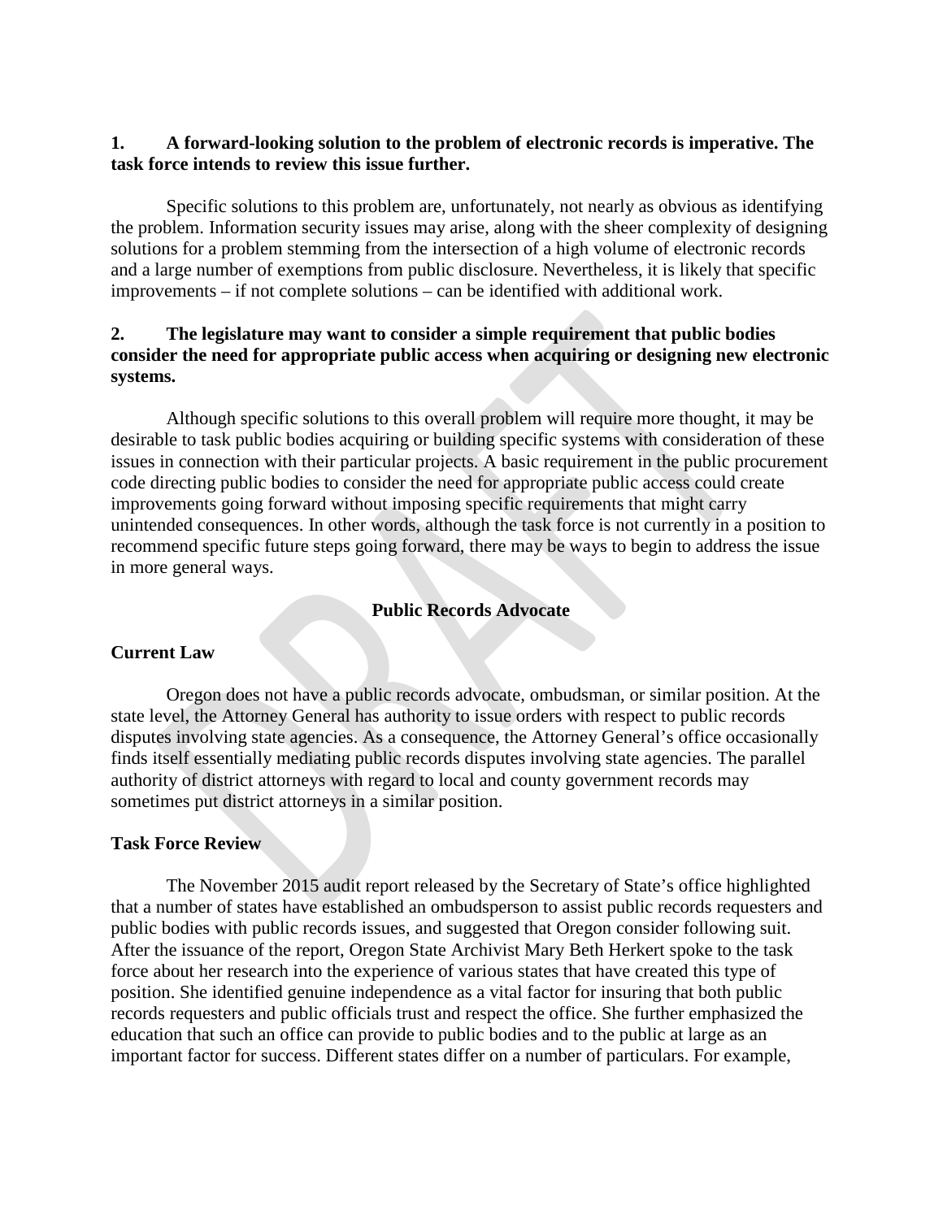**1. A forward-looking solution to the problem of electronic records is imperative. The task force intends to review this issue further.**

Specific solutions to this problem are, unfortunately, not nearly as obvious as identifying the problem. Information security issues may arise, along with the sheer complexity of designing solutions for a problem stemming from the intersection of a high volume of electronic records and a large number of exemptions from public disclosure. Nevertheless, it is likely that specific improvements – if not complete solutions – can be identified with additional work.

**2. The legislature may want to consider a simple requirement that public bodies consider the need for appropriate public access when acquiring or designing new electronic systems.**

Although specific solutions to this overall problem will require more thought, it may be desirable to task public bodies acquiring or building specific systems with consideration of these issues in connection with their particular projects. A basic requirement in the public procurement code directing public bodies to consider the need for appropriate public access could create improvements going forward without imposing specific requirements that might carry unintended consequences. In other words, although the task force is not currently in a position to recommend specific future steps going forward, there may be ways to begin to address the issue in more general ways.

## Public Records Advocate

### Current Law

Oregon does not have a public records advocate, ombudsman, or similar position. At the state level, the Attorney General has authority to issue orders with respect to public records disputes involving state agencies. As a consequence, the Attorney General's office occasionally finds itself essentially mediating public records disputes involving state agencies. The parallel authority of district attorneys with regard to local and county government records may sometimes put district attorneys in a similar position.

### Task Force Review

The November 2015 audit report released by the Secretary of State's office highlighted that a number of states have established an ombudsperson to assist public records requesters and public bodies with public records issues, and suggested that Oregon consider following suit. After the issuance of the report, Oregon State Archivist Mary Beth Herkert spoke to the task force about her research into the experience of various states that have created this type of position. She identified genuine independence as a vital factor for insuring that both public records requesters and public officials trust and respect the office. She further emphasized the education that such an office can provide to public bodies and to the public at large as an important factor for success. Different states differ on a number of particulars. For example,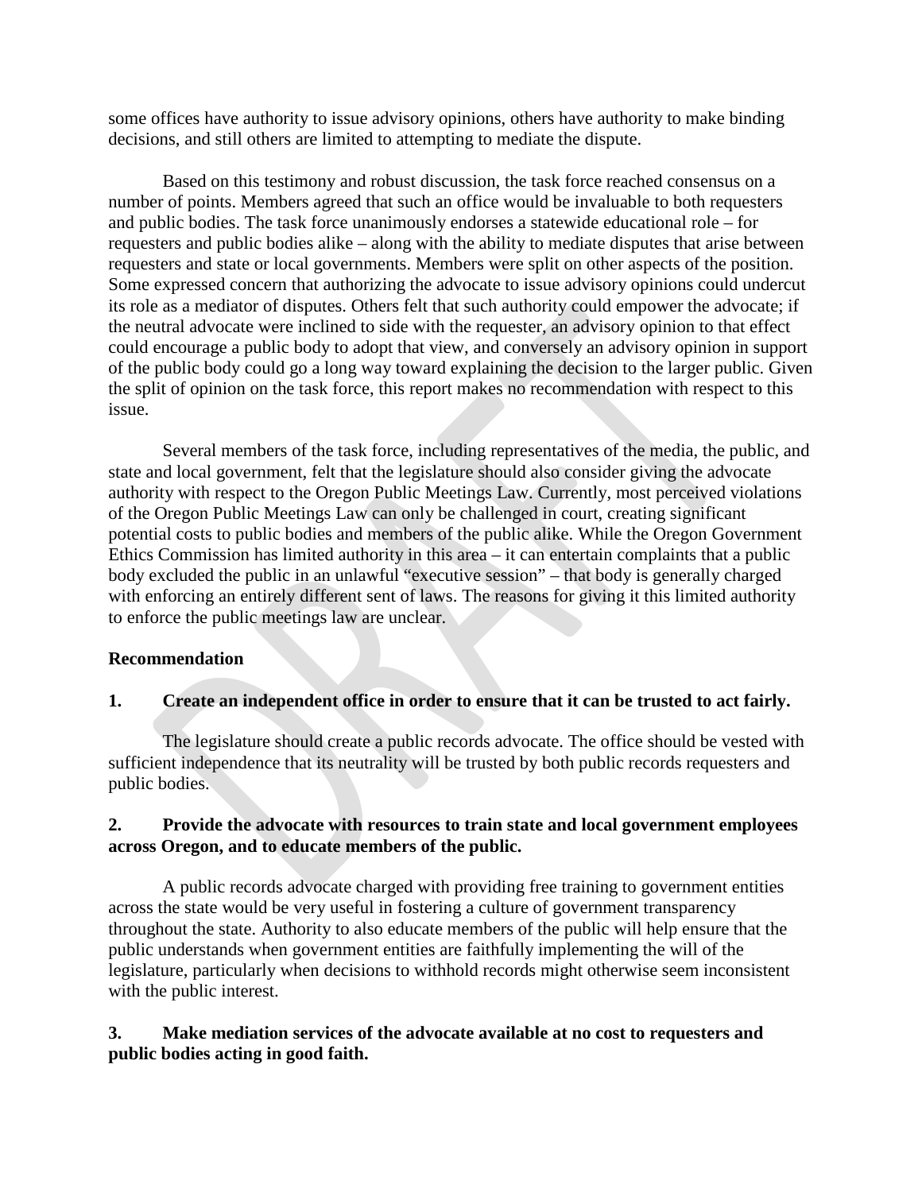some offices have authority to issue advisory opinions, others have authority to make binding decisions, and still others are limited to attempting to mediate the dispute.

Based on this testimony and robust discussion, the task force reached consensus on a number of points. Members agreed that such an office would be invaluable to both requesters and public bodies. The task force unanimously endorses a statewide educational role – for requesters and public bodies alike – along with the ability to mediate disputes that arise between requesters and state or local governments. Members were split on other aspects of the position. Some expressed concern that authorizing the advocate to issue advisory opinions could undercut its role as a mediator of disputes. Others felt that such authority could empower the advocate; if the neutral advocate were inclined to side with the requester, an advisory opinion to that effect could encourage a public body to adopt that view, and conversely an advisory opinion in support of the public body could go a long way toward explaining the decision to the larger public. Given the split of opinion on the task force, this report makes no recommendation with respect to this issue.

Several members of the task force, including representatives of the media, the public, and state and local government, felt that the legislature should also consider giving the advocate authority with respect to the Oregon Public Meetings Law. Currently, most perceived violations of the Oregon Public Meetings Law can only be challenged in court, creating significant potential costs to public bodies and members of the public alike. While the Oregon Government Ethics Commission has limited authority in this area – it can entertain complaints that a public body excluded the public in an unlawful "executive session" – that body is generally charged with enforcing an entirely different sent of laws. The reasons for giving it this limited authority to enforce the public meetings law are unclear.

**Recommendation**

**1. Create an independent office in order to ensure that it can be trusted to act fairly.**

The legislature should create a public records advocate. The office should be vested with sufficient independence that its neutrality will be trusted by both public records requesters and public bodies.

**2. Provide the advocate with resources to train state and local government employees across Oregon, and to educate members of the public.**

A public records advocate charged with providing free training to government entities across the state would be very useful in fostering a culture of government transparency throughout the state. Authority to also educate members of the public will help ensure that the public understands when government entities are faithfully implementing the will of the legislature, particularly when decisions to withhold records might otherwise seem inconsistent with the public interest.

**3. Make mediation services of the advocate available at no cost to requesters and public bodies acting in good faith.**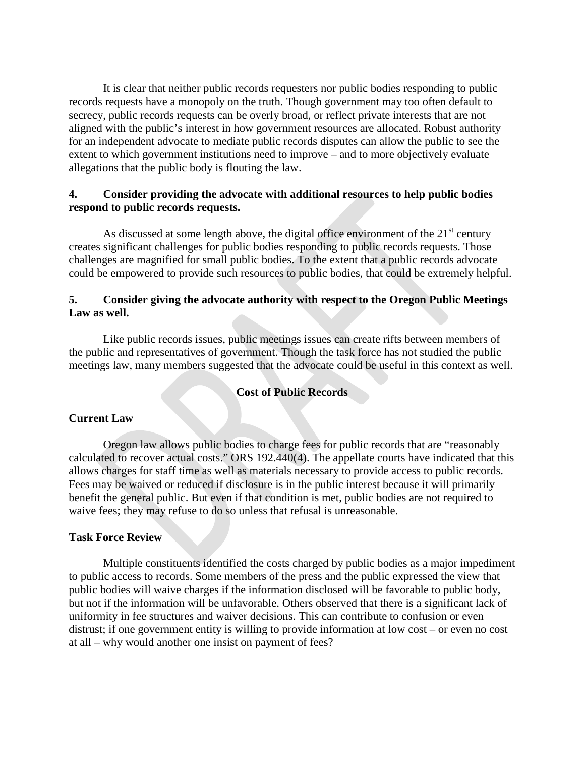It is clear that neither public records requesters nor public bodies responding to public records requests have a monopoly on the truth. Though government may too often default to secrecy, public records requests can be overly broad, or reflect private interests that are not aligned with the public's interest in how government resources are allocated. Robust authority for an independent advocate to mediate public records disputes can allow the public to see the extent to which government institutions need to improve – and to more objectively evaluate allegations that the public body is flouting the law.

**4. Consider providing the advocate with additional resources to help public bodies respond to public records requests.**

As discussed at some length above, the digital office environment of the 21st century creates significant challenges for public bodies responding to public records requests. Those challenges are magnified for small public bodies. To the extent that a public records advocate could be empowered to provide such resources to public bodies, that could be extremely helpful.

**5. Consider giving the advocate authority with respect to the Oregon Public Meetings Law as well.**

Like public records issues, public meetings issues can create rifts between members of the public and representatives of government. Though the task force has not studied the public meetings law, many members suggested that the advocate could be useful in this context as well.

## Cost of Public Records

### Current Law

Oregon law allows public bodies to charge fees for public records that are "reasonably calculated to recover actual costs." ORS 192.440(4). The appellate courts have indicated that this allows charges for staff time as well as materials necessary to provide access to public records. Fees may be waived or reduced if disclosure is in the public interest because it will primarily benefit the general public. But even if that condition is met, public bodies are not required to waive fees; they may refuse to do so unless that refusal is unreasonable.

### Task Force Review

Multiple constituents identified the costs charged by public bodies as a major impediment to public access to records. Some members of the press and the public expressed the view that public bodies will waive charges if the information disclosed will be favorable to public body, but not if the information will be unfavorable. Others observed that there is a significant lack of uniformity in fee structures and waiver decisions. This can contribute to confusion or even distrust; if one government entity is willing to provide information at low cost – or even no cost at all – why would another one insist on payment of fees?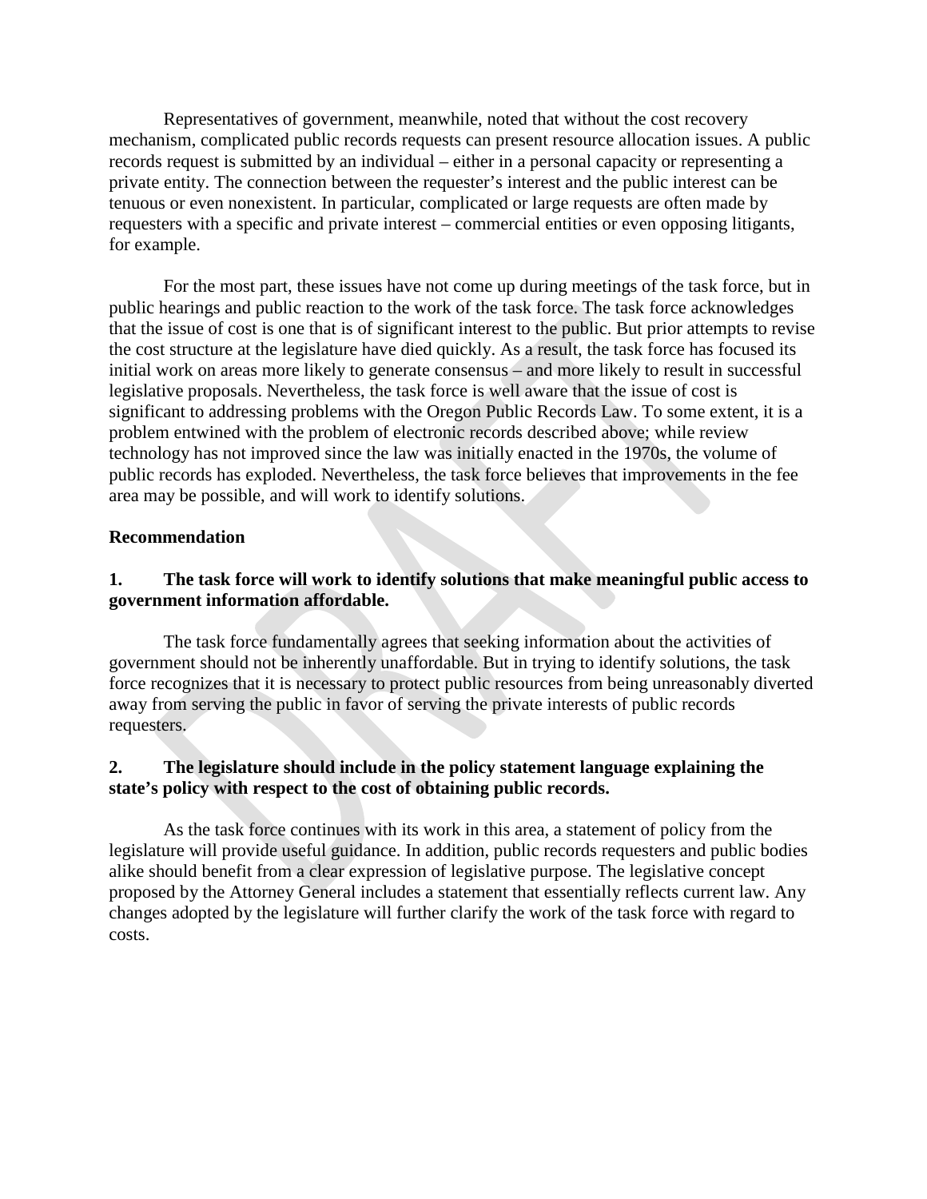Representatives of government, meanwhile, noted that without the cost recovery mechanism, complicated public records requests can present resource allocation issues. A public records request is submitted by an individual – either in a personal capacity or representing a private entity. The connection between the requester's interest and the public interest can be tenuous or even nonexistent. In particular, complicated or large requests are often made by requesters with a specific and private interest – commercial entities or even opposing litigants, for example.

For the most part, these issues have not come up during meetings of the task force, but in public hearings and public reaction to the work of the task force. The task force acknowledges that the issue of cost is one that is of significant interest to the public. But prior attempts to revise the cost structure at the legislature have died quickly. As a result, the task force has focused its initial work on areas more likely to generate consensus – and more likely to result in successful legislative proposals. Nevertheless, the task force is well aware that the issue of cost is significant to addressing problems with the Oregon Public Records Law. To some extent, it is a problem entwined with the problem of electronic records described above; while review technology has not improved since the law was initially enacted in the 1970s, the volume of public records has exploded. Nevertheless, the task force believes that improvements in the fee area may be possible, and will work to identify solutions.

**Recommendation**

**1. The task force will work to identify solutions that make meaningful public access to government information affordable.**

The task force fundamentally agrees that seeking information about the activities of government should not be inherently unaffordable. But in trying to identify solutions, the task force recognizes that it is necessary to protect public resources from being unreasonably diverted away from serving the public in favor of serving the private interests of public records requesters.

**2. The legislature should include in the policy statement language explaining the state's policy with respect to the cost of obtaining public records.**

As the task force continues with its work in this area, a statement of policy from the legislature will provide useful guidance. In addition, public records requesters and public bodies alike should benefit from a clear expression of legislative purpose. The legislative concept proposed by the Attorney General includes a statement that essentially reflects current law. Any changes adopted by the legislature will further clarify the work of the task force with regard to costs.